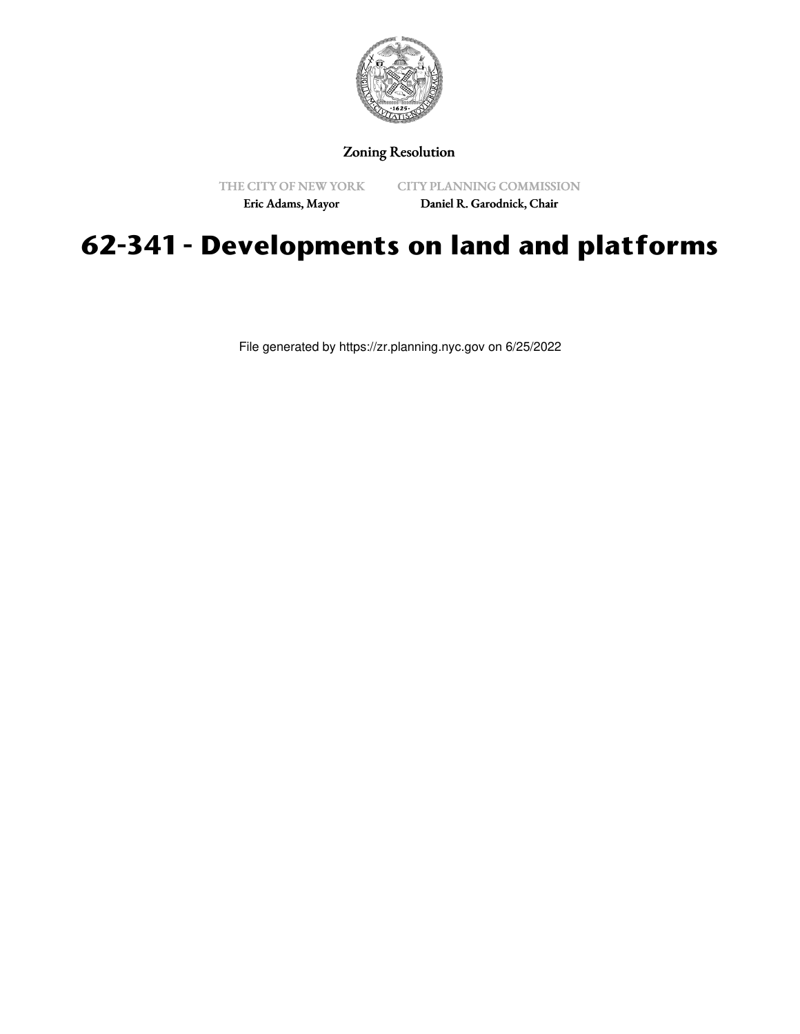Zoning Resolution

THE CITY OF NEW YORK
Eric Adams, Mayor

CITY PLANNING COMMISSION
Daniel R. Garodnick, Chair

# 62-341 - Developments on land and platforms

File generated by https://zr.planning.nyc.gov on 6/25/2022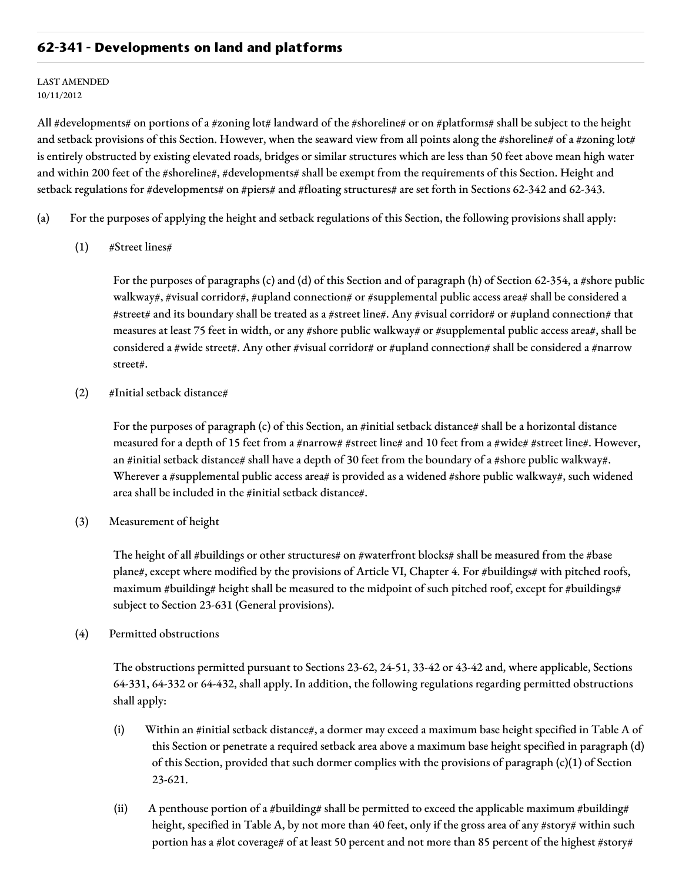## 62-341 - Developments on land and platforms

LAST AMENDED
10/11/2012

All #developments# on portions of a #zoning lot# landward of the #shoreline# or on #platforms# shall be subject to the height and setback provisions of this Section. However, when the seaward view from all points along the #shoreline# of a #zoning lot# is entirely obstructed by existing elevated roads, bridges or similar structures which are less than 50 feet above mean high water and within 200 feet of the #shoreline#, #developments# shall be exempt from the requirements of this Section. Height and setback regulations for #developments# on #piers# and #floating structures# are set forth in Sections 62-342 and 62-343.

(a) For the purposes of applying the height and setback regulations of this Section, the following provisions shall apply:

(1) #Street lines#

For the purposes of paragraphs (c) and (d) of this Section and of paragraph (h) of Section 62-354, a #shore public walkway#, #visual corridor#, #upland connection# or #supplemental public access area# shall be considered a #street# and its boundary shall be treated as a #street line#. Any #visual corridor# or #upland connection# that measures at least 75 feet in width, or any #shore public walkway# or #supplemental public access area#, shall be considered a #wide street#. Any other #visual corridor# or #upland connection# shall be considered a #narrow street#.

(2) #Initial setback distance#

For the purposes of paragraph (c) of this Section, an #initial setback distance# shall be a horizontal distance measured for a depth of 15 feet from a #narrow# #street line# and 10 feet from a #wide# #street line#. However, an #initial setback distance# shall have a depth of 30 feet from the boundary of a #shore public walkway#. Wherever a #supplemental public access area# is provided as a widened #shore public walkway#, such widened area shall be included in the #initial setback distance#.

(3) Measurement of height

The height of all #buildings or other structures# on #waterfront blocks# shall be measured from the #base plane#, except where modified by the provisions of Article VI, Chapter 4. For #buildings# with pitched roofs, maximum #building# height shall be measured to the midpoint of such pitched roof, except for #buildings# subject to Section 23-631 (General provisions).

(4) Permitted obstructions

The obstructions permitted pursuant to Sections 23-62, 24-51, 33-42 or 43-42 and, where applicable, Sections 64-331, 64-332 or 64-432, shall apply. In addition, the following regulations regarding permitted obstructions shall apply:

(i) Within an #initial setback distance#, a dormer may exceed a maximum base height specified in Table A of this Section or penetrate a required setback area above a maximum base height specified in paragraph (d) of this Section, provided that such dormer complies with the provisions of paragraph (c)(1) of Section 23-621.

(ii) A penthouse portion of a #building# shall be permitted to exceed the applicable maximum #building# height, specified in Table A, by not more than 40 feet, only if the gross area of any #story# within such portion has a #lot coverage# of at least 50 percent and not more than 85 percent of the highest #story#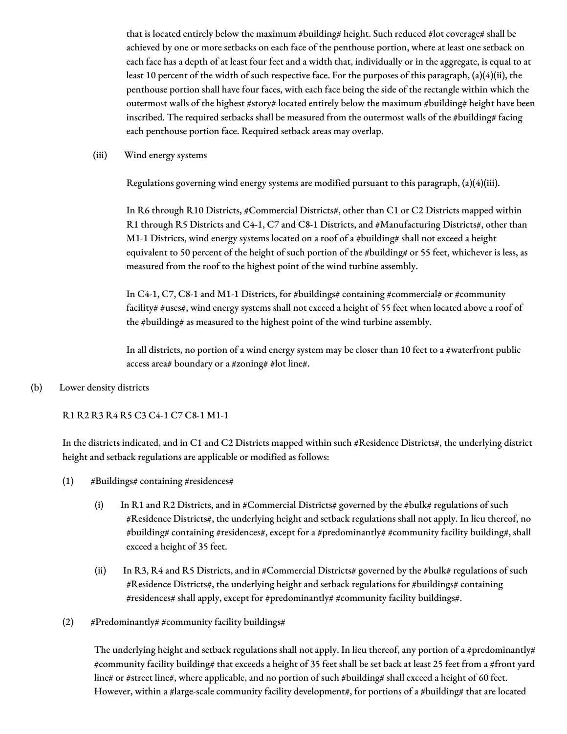that is located entirely below the maximum #building# height. Such reduced #lot coverage# shall be achieved by one or more setbacks on each face of the penthouse portion, where at least one setback on each face has a depth of at least four feet and a width that, individually or in the aggregate, is equal to at least 10 percent of the width of such respective face. For the purposes of this paragraph, (a)(4)(ii), the penthouse portion shall have four faces, with each face being the side of the rectangle within which the outermost walls of the highest #story# located entirely below the maximum #building# height have been inscribed. The required setbacks shall be measured from the outermost walls of the #building# facing each penthouse portion face. Required setback areas may overlap.

(iii) Wind energy systems

Regulations governing wind energy systems are modified pursuant to this paragraph, (a)(4)(iii).

In R6 through R10 Districts, #Commercial Districts#, other than C1 or C2 Districts mapped within R1 through R5 Districts and C4-1, C7 and C8-1 Districts, and #Manufacturing Districts#, other than M1-1 Districts, wind energy systems located on a roof of a #building# shall not exceed a height equivalent to 50 percent of the height of such portion of the #building# or 55 feet, whichever is less, as measured from the roof to the highest point of the wind turbine assembly.

In C4-1, C7, C8-1 and M1-1 Districts, for #buildings# containing #commercial# or #community facility# #uses#, wind energy systems shall not exceed a height of 55 feet when located above a roof of the #building# as measured to the highest point of the wind turbine assembly.

In all districts, no portion of a wind energy system may be closer than 10 feet to a #waterfront public access area# boundary or a #zoning# #lot line#.

(b) Lower density districts

R1 R2 R3 R4 R5 C3 C4-1 C7 C8-1 M1-1

In the districts indicated, and in C1 and C2 Districts mapped within such #Residence Districts#, the underlying district height and setback regulations are applicable or modified as follows:

(1) #Buildings# containing #residences#

(i) In R1 and R2 Districts, and in #Commercial Districts# governed by the #bulk# regulations of such #Residence Districts#, the underlying height and setback regulations shall not apply. In lieu thereof, no #building# containing #residences#, except for a #predominantly# #community facility building#, shall exceed a height of 35 feet.

(ii) In R3, R4 and R5 Districts, and in #Commercial Districts# governed by the #bulk# regulations of such #Residence Districts#, the underlying height and setback regulations for #buildings# containing #residences# shall apply, except for #predominantly# #community facility buildings#.

(2) #Predominantly# #community facility buildings#

The underlying height and setback regulations shall not apply. In lieu thereof, any portion of a #predominantly# #community facility building# that exceeds a height of 35 feet shall be set back at least 25 feet from a #front yard line# or #street line#, where applicable, and no portion of such #building# shall exceed a height of 60 feet. However, within a #large-scale community facility development#, for portions of a #building# that are located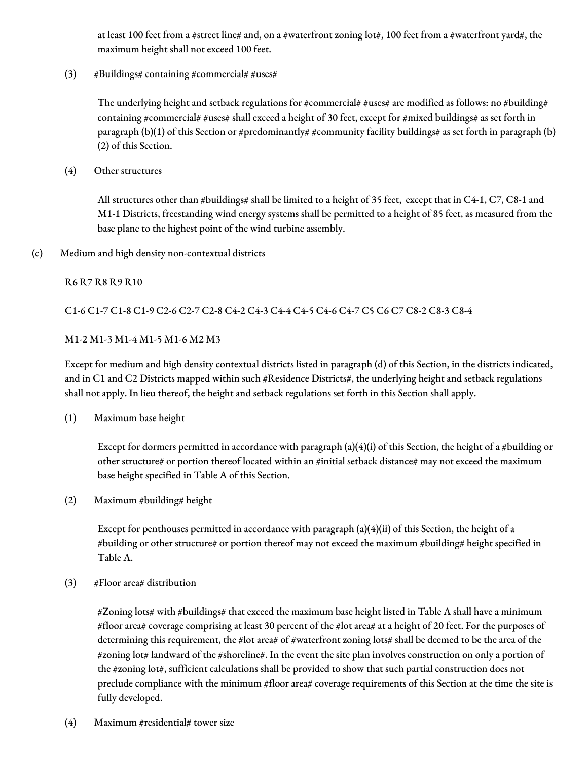at least 100 feet from a #street line# and, on a #waterfront zoning lot#, 100 feet from a #waterfront yard#, the maximum height shall not exceed 100 feet.

(3) #Buildings# containing #commercial# #uses#

The underlying height and setback regulations for #commercial# #uses# are modified as follows: no #building# containing #commercial# #uses# shall exceed a height of 30 feet, except for #mixed buildings# as set forth in paragraph (b)(1) of this Section or #predominantly# #community facility buildings# as set forth in paragraph (b)(2) of this Section.

(4) Other structures

All structures other than #buildings# shall be limited to a height of 35 feet, except that in C4-1, C7, C8-1 and M1-1 Districts, freestanding wind energy systems shall be permitted to a height of 85 feet, as measured from the base plane to the highest point of the wind turbine assembly.

(c) Medium and high density non-contextual districts

R6 R7 R8 R9 R10

C1-6 C1-7 C1-8 C1-9 C2-6 C2-7 C2-8 C4-2 C4-3 C4-4 C4-5 C4-6 C4-7 C5 C6 C7 C8-2 C8-3 C8-4

M1-2 M1-3 M1-4 M1-5 M1-6 M2 M3

Except for medium and high density contextual districts listed in paragraph (d) of this Section, in the districts indicated, and in C1 and C2 Districts mapped within such #Residence Districts#, the underlying height and setback regulations shall not apply. In lieu thereof, the height and setback regulations set forth in this Section shall apply.

(1) Maximum base height

Except for dormers permitted in accordance with paragraph (a)(4)(i) of this Section, the height of a #building or other structure# or portion thereof located within an #initial setback distance# may not exceed the maximum base height specified in Table A of this Section.

(2) Maximum #building# height

Except for penthouses permitted in accordance with paragraph (a)(4)(ii) of this Section, the height of a #building or other structure# or portion thereof may not exceed the maximum #building# height specified in Table A.

(3) #Floor area# distribution

#Zoning lots# with #buildings# that exceed the maximum base height listed in Table A shall have a minimum #floor area# coverage comprising at least 30 percent of the #lot area# at a height of 20 feet. For the purposes of determining this requirement, the #lot area# of #waterfront zoning lots# shall be deemed to be the area of the #zoning lot# landward of the #shoreline#. In the event the site plan involves construction on only a portion of the #zoning lot#, sufficient calculations shall be provided to show that such partial construction does not preclude compliance with the minimum #floor area# coverage requirements of this Section at the time the site is fully developed.

(4) Maximum #residential# tower size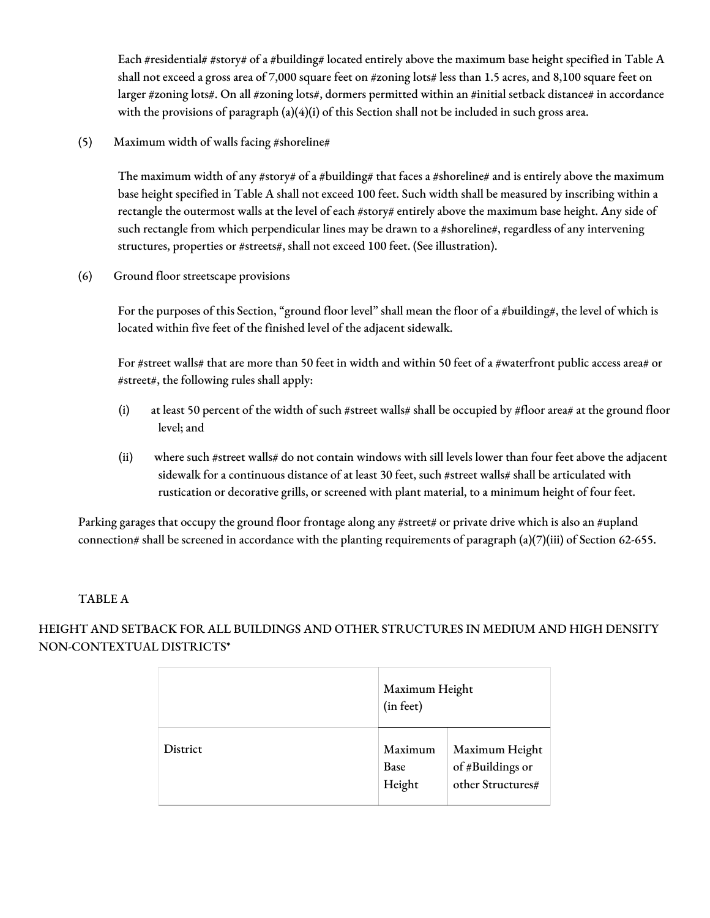Each #residential# #story# of a #building# located entirely above the maximum base height specified in Table A shall not exceed a gross area of 7,000 square feet on #zoning lots# less than 1.5 acres, and 8,100 square feet on larger #zoning lots#. On all #zoning lots#, dormers permitted within an #initial setback distance# in accordance with the provisions of paragraph (a)(4)(i) of this Section shall not be included in such gross area.

(5) Maximum width of walls facing #shoreline#

The maximum width of any #story# of a #building# that faces a #shoreline# and is entirely above the maximum base height specified in Table A shall not exceed 100 feet. Such width shall be measured by inscribing within a rectangle the outermost walls at the level of each #story# entirely above the maximum base height. Any side of such rectangle from which perpendicular lines may be drawn to a #shoreline#, regardless of any intervening structures, properties or #streets#, shall not exceed 100 feet. (See illustration).

(6) Ground floor streetscape provisions

For the purposes of this Section, "ground floor level" shall mean the floor of a #building#, the level of which is located within five feet of the finished level of the adjacent sidewalk.

For #street walls# that are more than 50 feet in width and within 50 feet of a #waterfront public access area# or #street#, the following rules shall apply:

(i) at least 50 percent of the width of such #street walls# shall be occupied by #floor area# at the ground floor level; and

(ii) where such #street walls# do not contain windows with sill levels lower than four feet above the adjacent sidewalk for a continuous distance of at least 30 feet, such #street walls# shall be articulated with rustication or decorative grills, or screened with plant material, to a minimum height of four feet.

Parking garages that occupy the ground floor frontage along any #street# or private drive which is also an #upland connection# shall be screened in accordance with the planting requirements of paragraph (a)(7)(iii) of Section 62-655.

TABLE A

HEIGHT AND SETBACK FOR ALL BUILDINGS AND OTHER STRUCTURES IN MEDIUM AND HIGH DENSITY NON-CONTEXTUAL DISTRICTS*

| | Maximum Height (in feet) | |
|---|---|---|
| District | Maximum Base Height | Maximum Height of #Buildings or other Structures# |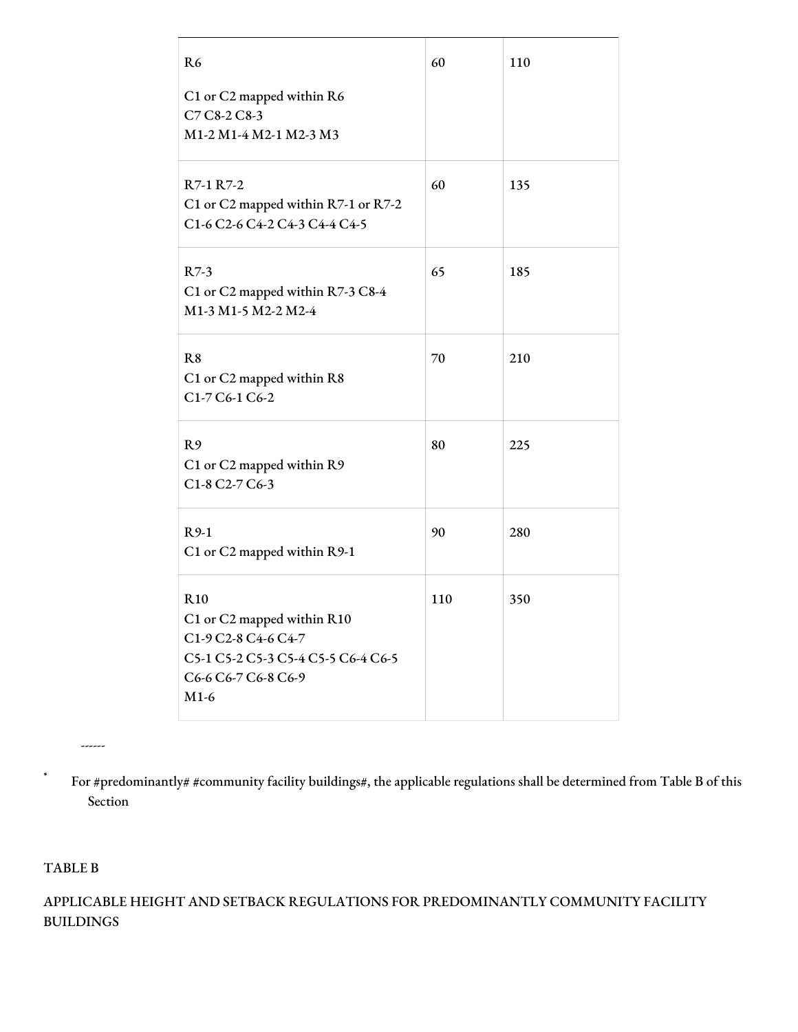| | | |
|---|---|---|
| R6<br><br>C1 or C2 mapped within R6<br>C7 C8-2 C8-3<br>M1-2 M1-4 M2-1 M2-3 M3 | 60 | 110 |
| R7-1 R7-2<br>C1 or C2 mapped within R7-1 or R7-2<br>C1-6 C2-6 C4-2 C4-3 C4-4 C4-5 | 60 | 135 |
| R7-3<br>C1 or C2 mapped within R7-3 C8-4<br>M1-3 M1-5 M2-2 M2-4 | 65 | 185 |
| R8<br>C1 or C2 mapped within R8<br>C1-7 C6-1 C6-2 | 70 | 210 |
| R9<br>C1 or C2 mapped within R9<br>C1-8 C2-7 C6-3 | 80 | 225 |
| R9-1<br>C1 or C2 mapped within R9-1 | 90 | 280 |
| R10<br>C1 or C2 mapped within R10<br>C1-9 C2-8 C4-6 C4-7<br>C5-1 C5-2 C5-3 C5-4 C5-5 C6-4 C6-5<br>C6-6 C6-7 C6-8 C6-9<br>M1-6 | 110 | 350 |

------

* For #predominantly# #community facility buildings#, the applicable regulations shall be determined from Table B of this Section

TABLE B

APPLICABLE HEIGHT AND SETBACK REGULATIONS FOR PREDOMINANTLY COMMUNITY FACILITY BUILDINGS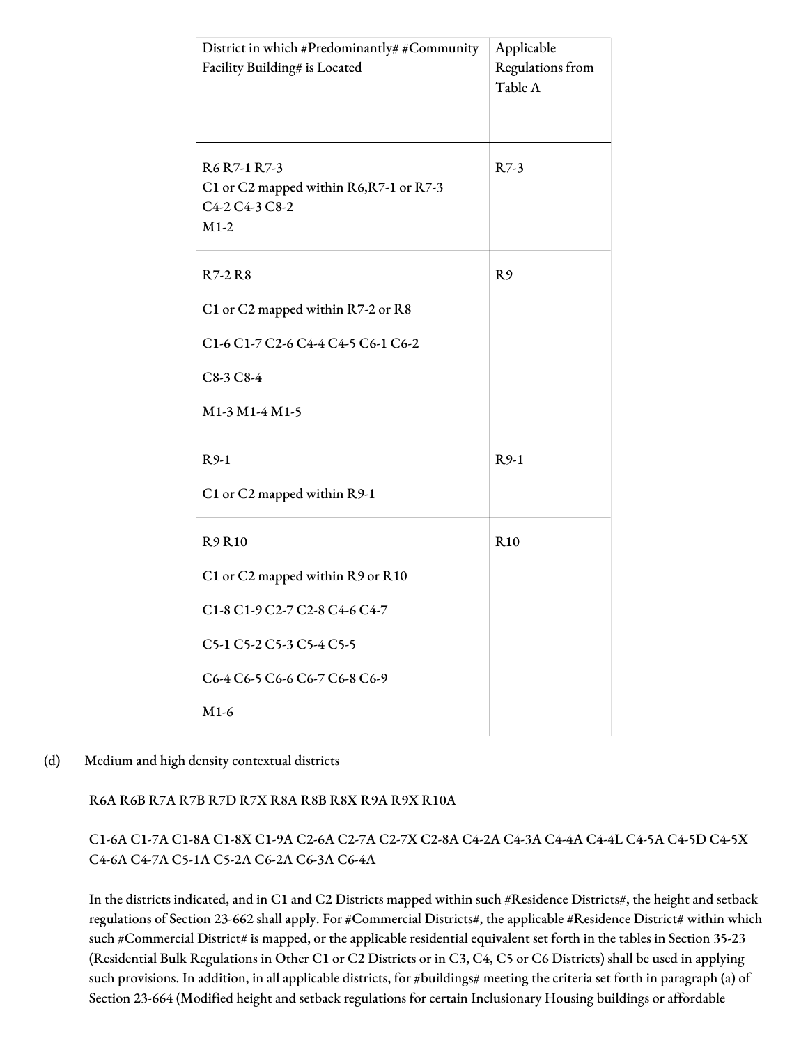| District in which #Predominantly# #Community Facility Building# is Located | Applicable Regulations from Table A |
|---|---|
| R6 R7-1 R7-3<br>C1 or C2 mapped within R6,R7-1 or R7-3<br>C4-2 C4-3 C8-2<br>M1-2 | R7-3 |
| R7-2 R8<br>C1 or C2 mapped within R7-2 or R8<br>C1-6 C1-7 C2-6 C4-4 C4-5 C6-1 C6-2<br>C8-3 C8-4<br>M1-3 M1-4 M1-5 | R9 |
| R9-1<br>C1 or C2 mapped within R9-1 | R9-1 |
| R9 R10<br>C1 or C2 mapped within R9 or R10<br>C1-8 C1-9 C2-7 C2-8 C4-6 C4-7<br>C5-1 C5-2 C5-3 C5-4 C5-5<br>C6-4 C6-5 C6-6 C6-7 C6-8 C6-9<br>M1-6 | R10 |

(d) Medium and high density contextual districts

R6A R6B R7A R7B R7D R7X R8A R8B R8X R9A R9X R10A

C1-6A C1-7A C1-8A C1-8X C1-9A C2-6A C2-7A C2-7X C2-8A C4-2A C4-3A C4-4A C4-4L C4-5A C4-5D C4-5X C4-6A C4-7A C5-1A C5-2A C6-2A C6-3A C6-4A

In the districts indicated, and in C1 and C2 Districts mapped within such #Residence Districts#, the height and setback regulations of Section 23-662 shall apply. For #Commercial Districts#, the applicable #Residence District# within which such #Commercial District# is mapped, or the applicable residential equivalent set forth in the tables in Section 35-23 (Residential Bulk Regulations in Other C1 or C2 Districts or in C3, C4, C5 or C6 Districts) shall be used in applying such provisions. In addition, in all applicable districts, for #buildings# meeting the criteria set forth in paragraph (a) of Section 23-664 (Modified height and setback regulations for certain Inclusionary Housing buildings or affordable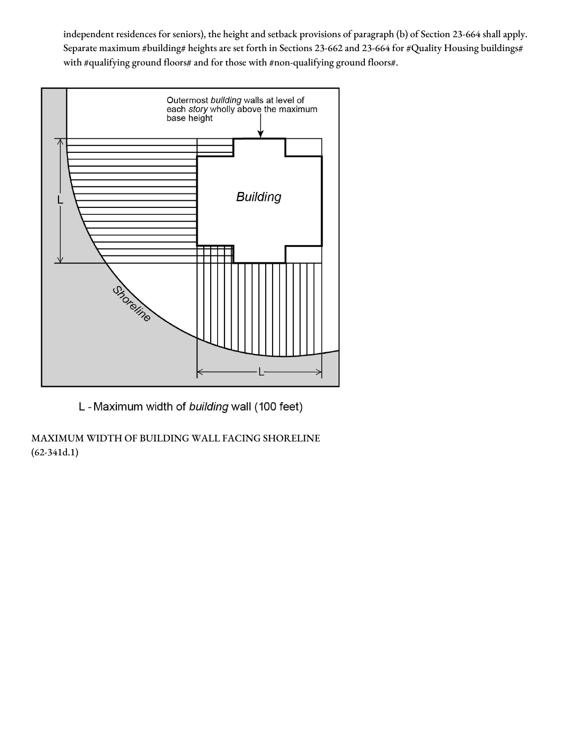independent residences for seniors), the height and setback provisions of paragraph (b) of Section 23-664 shall apply. Separate maximum #building# heights are set forth in Sections 23-662 and 23-664 for #Quality Housing buildings# with #qualifying ground floors# and for those with #non-qualifying ground floors#.

Outermost *building* walls at level of each *story* wholly above the maximum base height

L - Maximum width of *building* wall (100 feet)

MAXIMUM WIDTH OF BUILDING WALL FACING SHORELINE
(62-341d.1)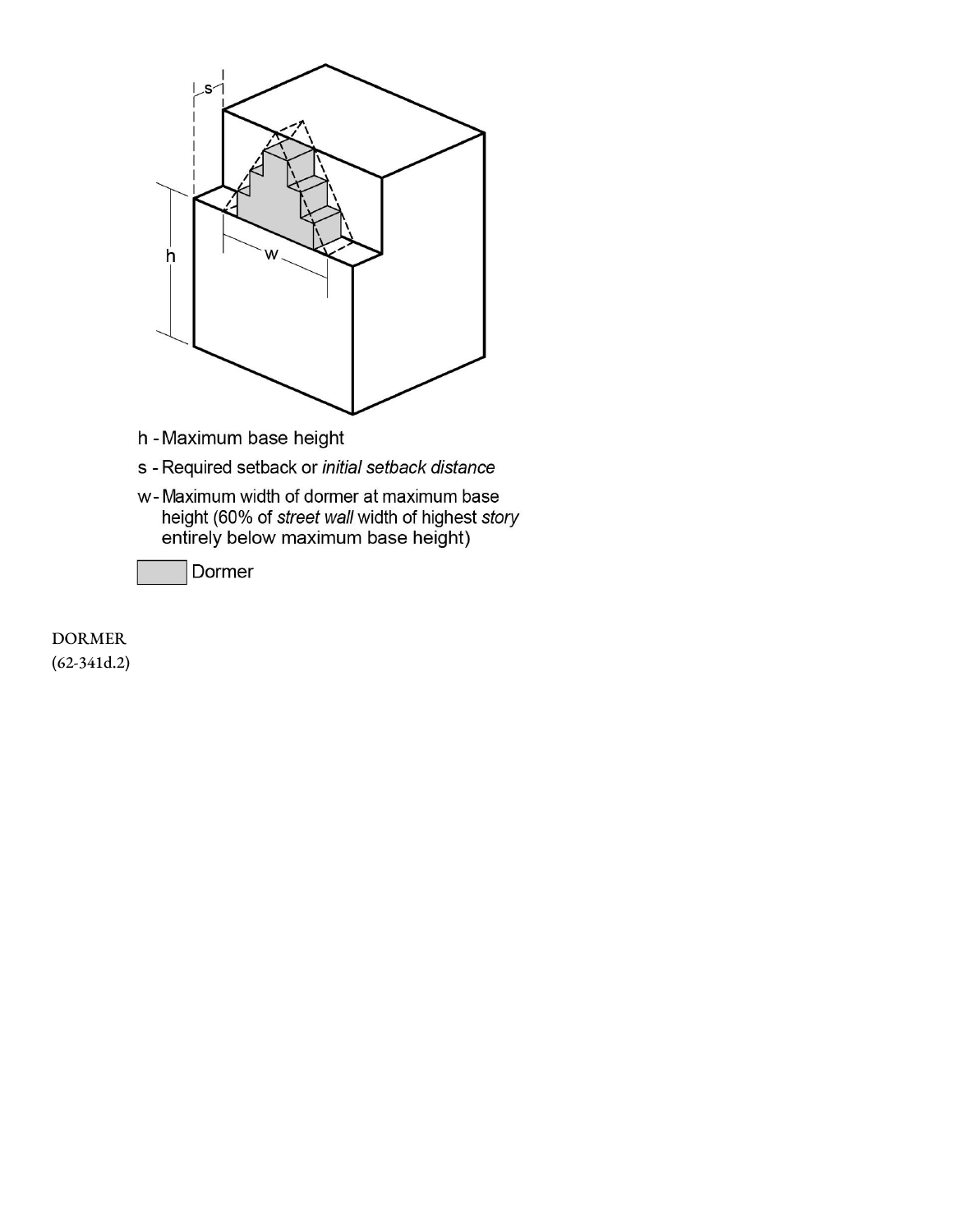s

h

w

h - Maximum base height

s - Required setback or *initial setback distance*

w - Maximum width of dormer at maximum base height (60% of *street wall* width of highest *story* entirely below maximum base height)

Dormer

DORMER
(62-341d.2)